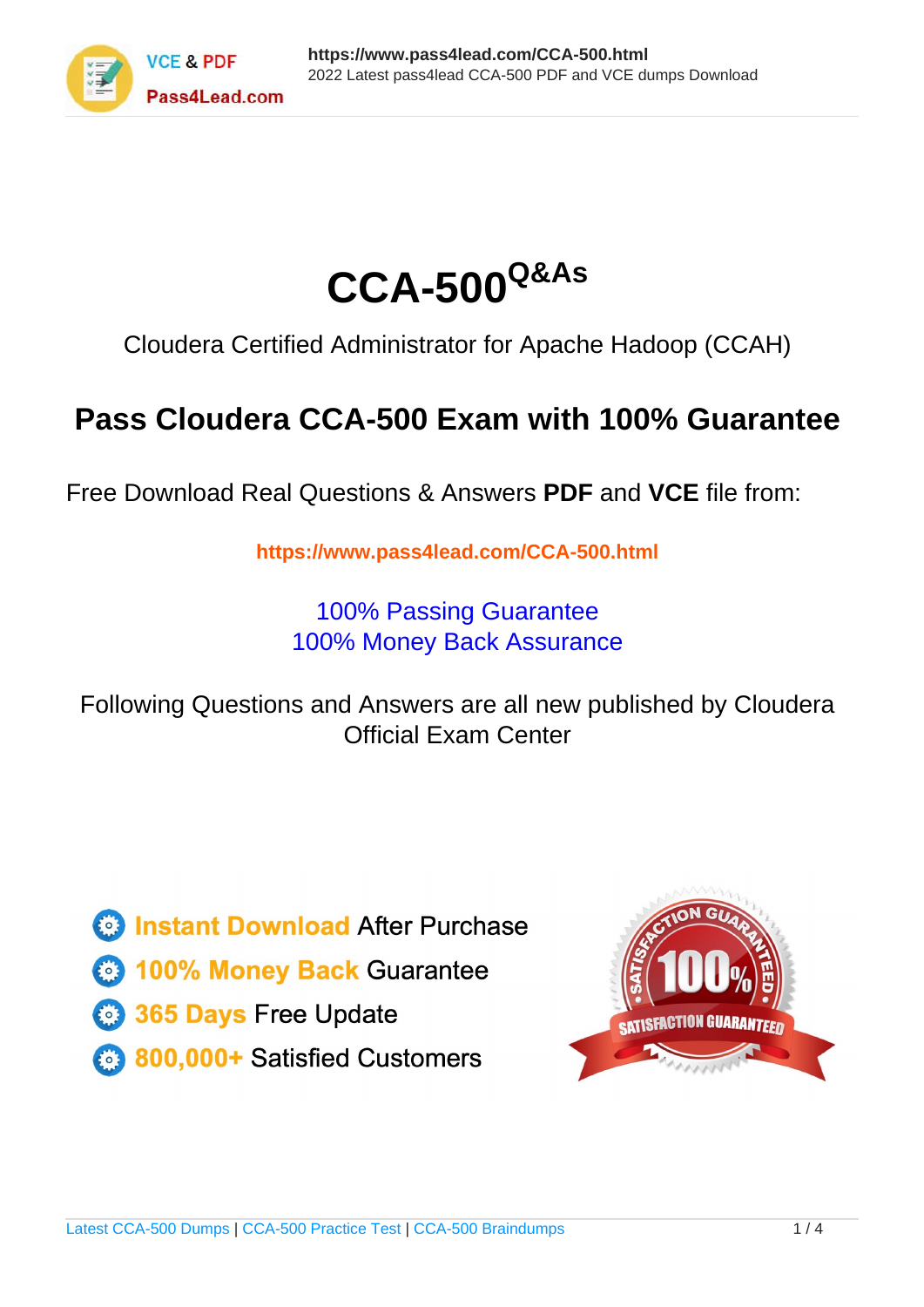# CCA-500 Q&As

Cloudera Certified Administrator for Apache Hadoop (CCAH)

## Pass Cloudera CCA-500 Exam with 100% Guarantee

Free Download Real Questions & Answers **PDF** and **VCE** file from:

https://www.pass4lead.com/CCA-500.html

100% Passing Guarantee
100% Money Back Assurance

Following Questions and Answers are all new published by Cloudera Official Exam Center

- Instant Download After Purchase
- 100% Money Back Guarantee
- 365 Days Free Update
- 800,000+ Satisfied Customers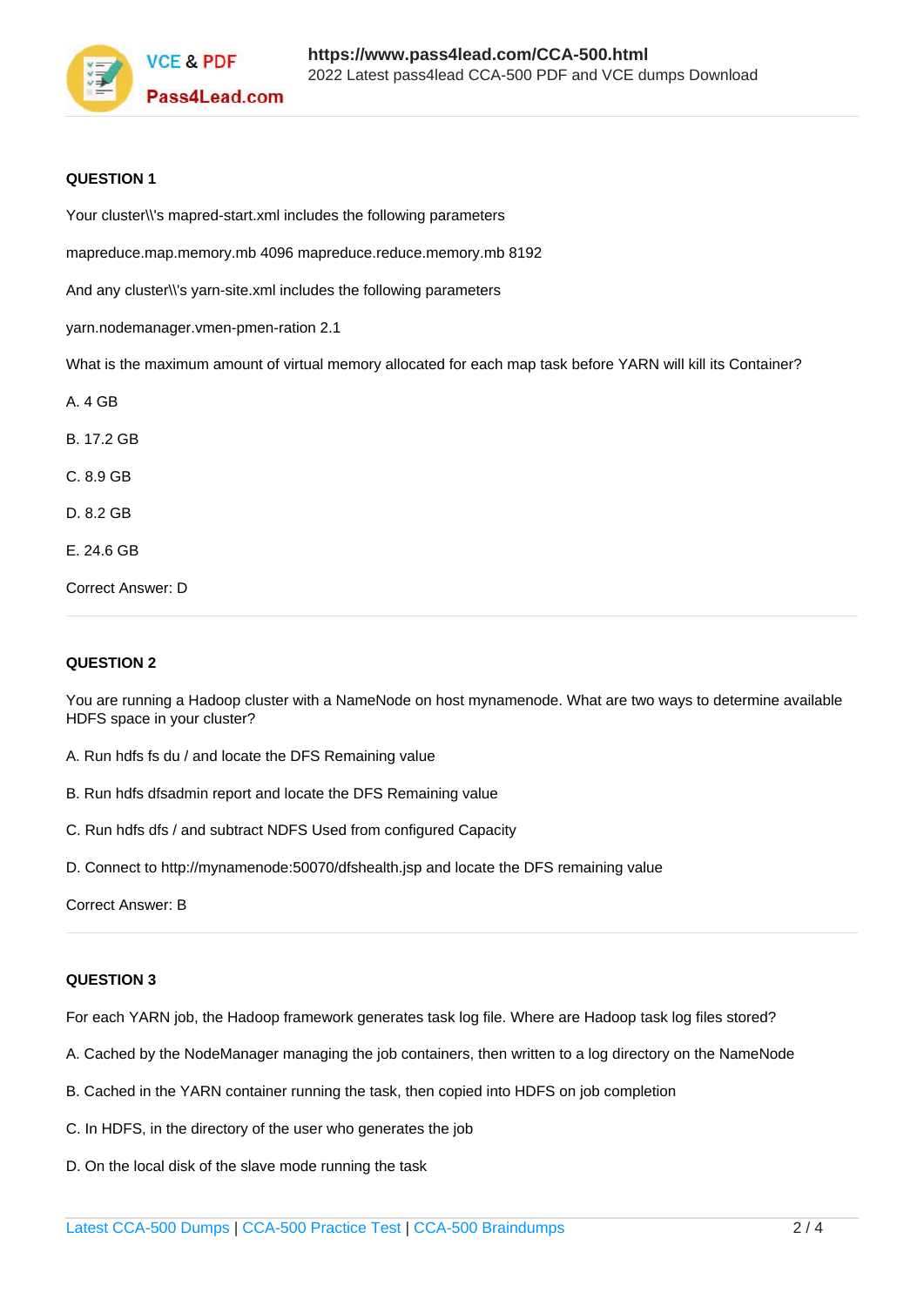### QUESTION 1

Your cluster\\'s mapred-start.xml includes the following parameters

mapreduce.map.memory.mb 4096 mapreduce.reduce.memory.mb 8192

And any cluster\\'s yarn-site.xml includes the following parameters

yarn.nodemanager.vmen-pmen-ration 2.1

What is the maximum amount of virtual memory allocated for each map task before YARN will kill its Container?

A. 4 GB

B. 17.2 GB

C. 8.9 GB

D. 8.2 GB

E. 24.6 GB

Correct Answer: D

### QUESTION 2

You are running a Hadoop cluster with a NameNode on host mynamenode. What are two ways to determine available HDFS space in your cluster?

A. Run hdfs fs du / and locate the DFS Remaining value

B. Run hdfs dfsadmin report and locate the DFS Remaining value

C. Run hdfs dfs / and subtract NDFS Used from configured Capacity

D. Connect to http://mynamenode:50070/dfshealth.jsp and locate the DFS remaining value

Correct Answer: B

### QUESTION 3

For each YARN job, the Hadoop framework generates task log file. Where are Hadoop task log files stored?

A. Cached by the NodeManager managing the job containers, then written to a log directory on the NameNode

B. Cached in the YARN container running the task, then copied into HDFS on job completion

C. In HDFS, in the directory of the user who generates the job

D. On the local disk of the slave mode running the task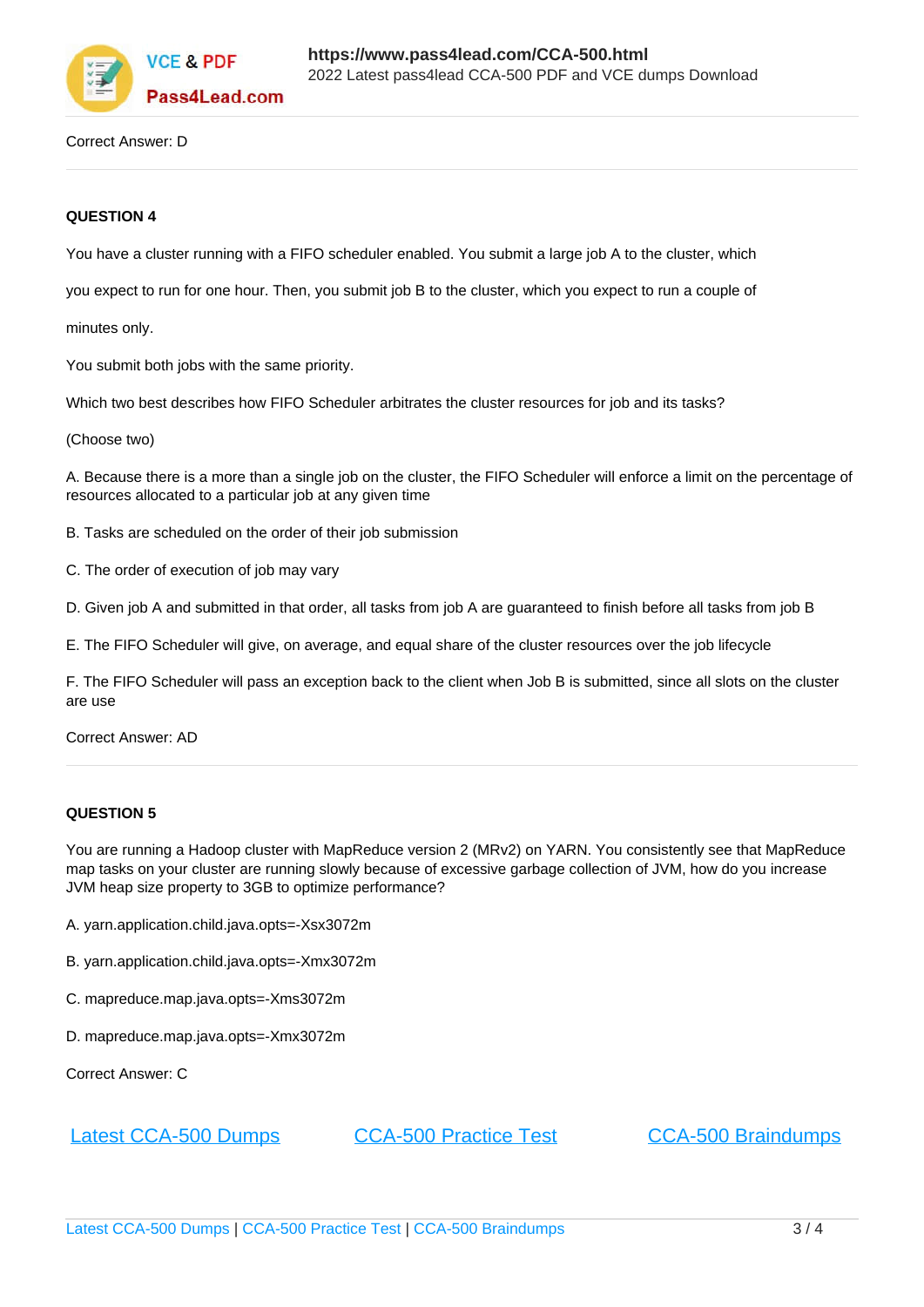Correct Answer: D

**QUESTION 4**

You have a cluster running with a FIFO scheduler enabled. You submit a large job A to the cluster, which

you expect to run for one hour. Then, you submit job B to the cluster, which you expect to run a couple of

minutes only.

You submit both jobs with the same priority.

Which two best describes how FIFO Scheduler arbitrates the cluster resources for job and its tasks?

(Choose two)

A. Because there is a more than a single job on the cluster, the FIFO Scheduler will enforce a limit on the percentage of resources allocated to a particular job at any given time

B. Tasks are scheduled on the order of their job submission

C. The order of execution of job may vary

D. Given job A and submitted in that order, all tasks from job A are guaranteed to finish before all tasks from job B

E. The FIFO Scheduler will give, on average, and equal share of the cluster resources over the job lifecycle

F. The FIFO Scheduler will pass an exception back to the client when Job B is submitted, since all slots on the cluster are use

Correct Answer: AD

**QUESTION 5**

You are running a Hadoop cluster with MapReduce version 2 (MRv2) on YARN. You consistently see that MapReduce map tasks on your cluster are running slowly because of excessive garbage collection of JVM, how do you increase JVM heap size property to 3GB to optimize performance?

A. yarn.application.child.java.opts=-Xsx3072m

B. yarn.application.child.java.opts=-Xmx3072m

C. mapreduce.map.java.opts=-Xms3072m

D. mapreduce.map.java.opts=-Xmx3072m

Correct Answer: C

Latest CCA-500 Dumps　　CCA-500 Practice Test　　CCA-500 Braindumps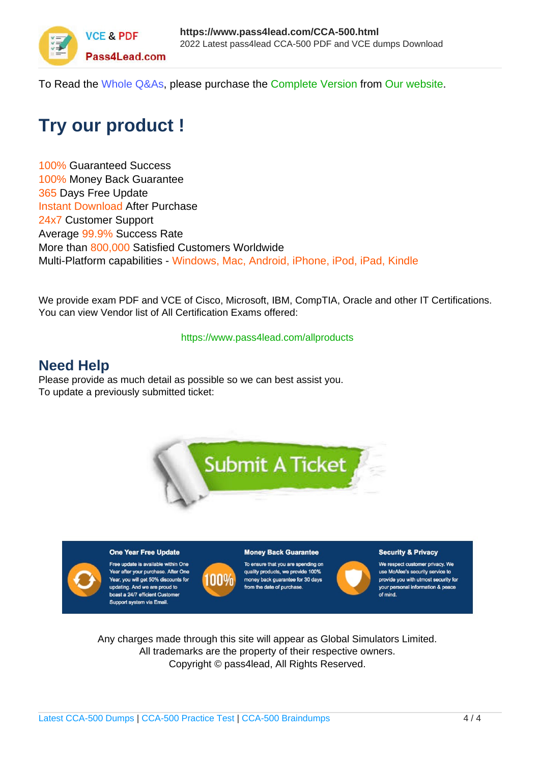To Read the Whole Q&As, please purchase the Complete Version from Our website.

# Try our product !

100% Guaranteed Success
100% Money Back Guarantee
365 Days Free Update
Instant Download After Purchase
24x7 Customer Support
Average 99.9% Success Rate
More than 800,000 Satisfied Customers Worldwide
Multi-Platform capabilities - Windows, Mac, Android, iPhone, iPod, iPad, Kindle

We provide exam PDF and VCE of Cisco, Microsoft, IBM, CompTIA, Oracle and other IT Certifications. You can view Vendor list of All Certification Exams offered:

https://www.pass4lead.com/allproducts

## Need Help

Please provide as much detail as possible so we can best assist you.
To update a previously submitted ticket:

Submit A Ticket

**One Year Free Update**
Free update is available within One Year after your purchase. After One Year, you will get 50% discounts for updating. And we are proud to boast a 24/7 efficient Customer Support system via Email.

**Money Back Guarantee**
To ensure that you are spending on quality products, we provide 100% money back guarantee for 30 days from the date of purchase.

**Security & Privacy**
We respect customer privacy. We use McAfee's security service to provide you with utmost security for your personal information & peace of mind.

Any charges made through this site will appear as Global Simulators Limited.
All trademarks are the property of their respective owners.
Copyright © pass4lead, All Rights Reserved.